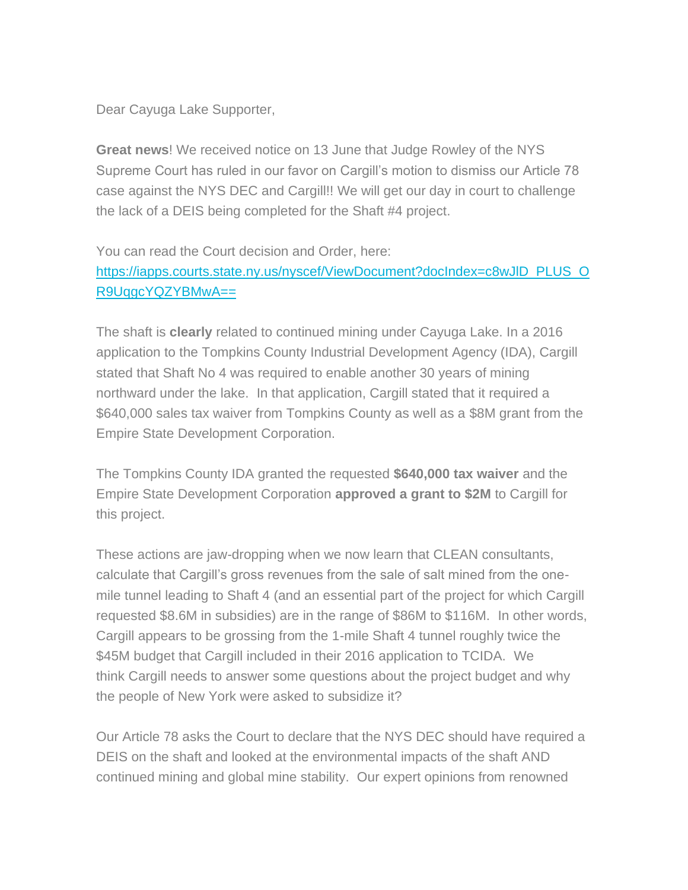Dear Cayuga Lake Supporter,

**Great news**! We received notice on 13 June that Judge Rowley of the NYS Supreme Court has ruled in our favor on Cargill's motion to dismiss our Article 78 case against the NYS DEC and Cargill!! We will get our day in court to challenge the lack of a DEIS being completed for the Shaft #4 project.

You can read the Court decision and Order, here:
[https://iapps.courts.state.ny.us/nyscef/ViewDocument?docIndex=c8wJlD_PLUS_OR9UqgcYQZYBMwA==](https://iapps.courts.state.ny.us/nyscef/ViewDocument?docIndex=c8wJlD_PLUS_OR9UqgcYQZYBMwA==)

The shaft is **clearly** related to continued mining under Cayuga Lake. In a 2016 application to the Tompkins County Industrial Development Agency (IDA), Cargill stated that Shaft No 4 was required to enable another 30 years of mining northward under the lake. In that application, Cargill stated that it required a $640,000 sales tax waiver from Tompkins County as well as a $8M grant from the Empire State Development Corporation.

The Tompkins County IDA granted the requested **$640,000 tax waiver** and the Empire State Development Corporation **approved a grant to $2M** to Cargill for this project.

These actions are jaw-dropping when we now learn that CLEAN consultants, calculate that Cargill's gross revenues from the sale of salt mined from the one-mile tunnel leading to Shaft 4 (and an essential part of the project for which Cargill requested $8.6M in subsidies) are in the range of $86M to $116M. In other words, Cargill appears to be grossing from the 1-mile Shaft 4 tunnel roughly twice the $45M budget that Cargill included in their 2016 application to TCIDA. We think Cargill needs to answer some questions about the project budget and why the people of New York were asked to subsidize it?

Our Article 78 asks the Court to declare that the NYS DEC should have required a DEIS on the shaft and looked at the environmental impacts of the shaft AND continued mining and global mine stability. Our expert opinions from renowned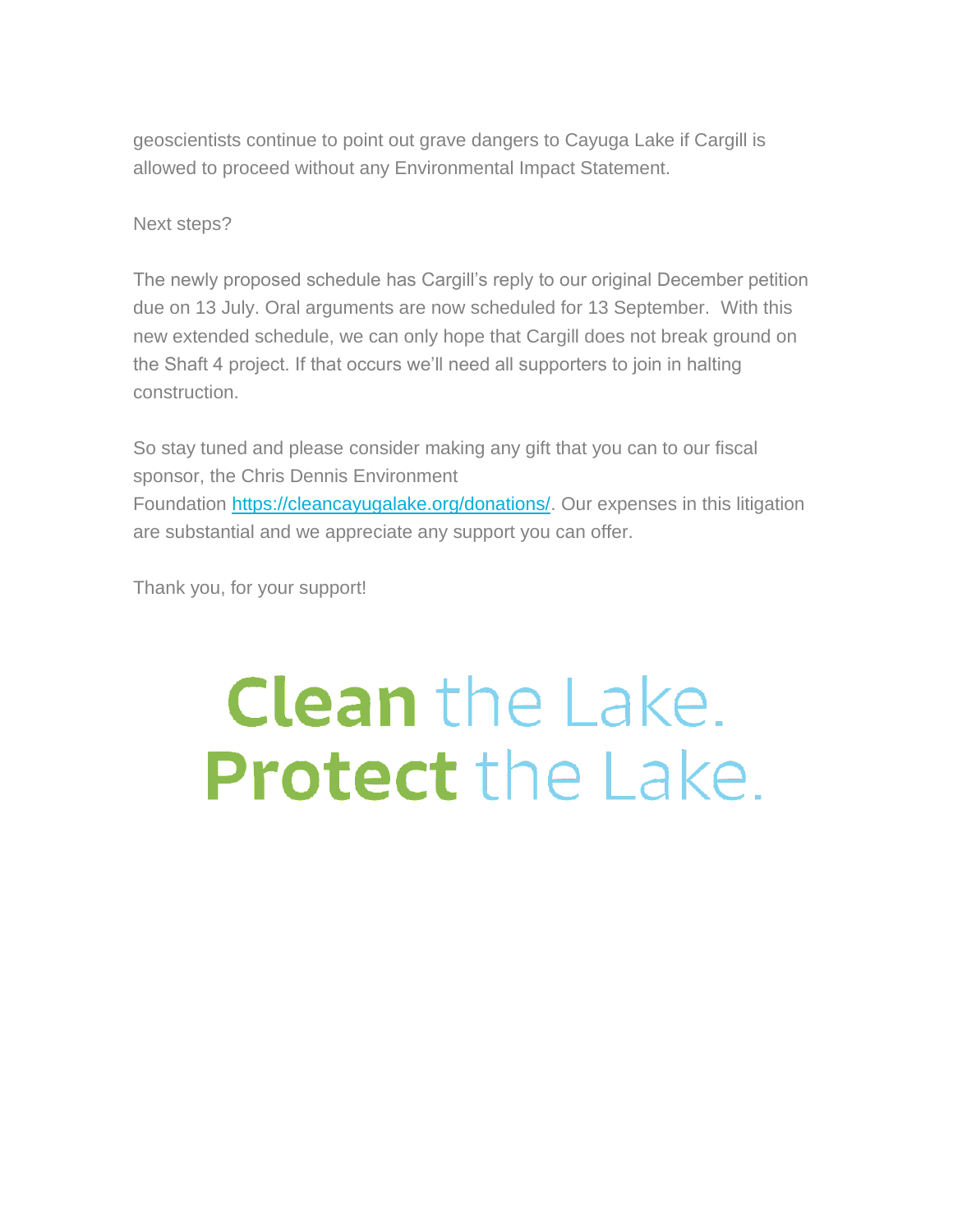geoscientists continue to point out grave dangers to Cayuga Lake if Cargill is allowed to proceed without any Environmental Impact Statement.

Next steps?

The newly proposed schedule has Cargill's reply to our original December petition due on 13 July. Oral arguments are now scheduled for 13 September. With this new extended schedule, we can only hope that Cargill does not break ground on the Shaft 4 project. If that occurs we'll need all supporters to join in halting construction.

So stay tuned and please consider making any gift that you can to our fiscal sponsor, the Chris Dennis Environment Foundation https://cleancayugalake.org/donations/. Our expenses in this litigation are substantial and we appreciate any support you can offer.

Thank you, for your support!

**Clean** the Lake.
**Protect** the Lake.